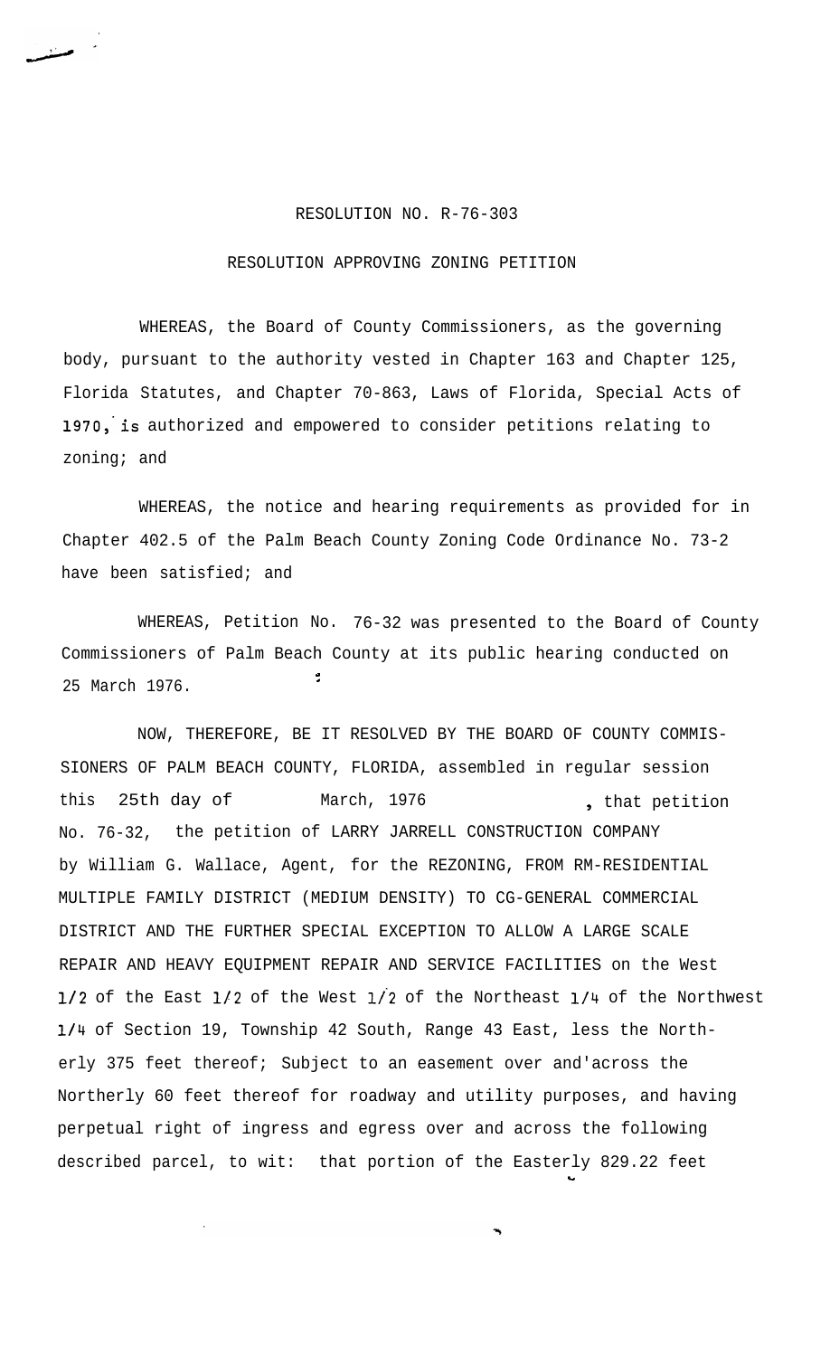# RESOLUTION NO. R-76-303

## RESOLUTION APPROVING ZONING PETITION

WHEREAS, the Board of County Commissioners, as the governing body, pursuant to the authority vested in Chapter 163 and Chapter 125, Florida Statutes, and Chapter 70-863, Laws of Florida, Special Acts of 1970, is authorized and empowered to consider petitions relating to zoning; and

WHEREAS, the notice and hearing requirements as provided for in Chapter 402.5 of the Palm Beach County Zoning Code Ordinance No. 73-2 have been satisfied; and

WHEREAS, Petition No. 76-32 was presented to the Board of County Commissioners of Palm Beach County at its public hearing conducted on 25 March 1976.

NOW, THEREFORE, BE IT RESOLVED BY THE BOARD OF COUNTY COMMISSIONERS OF PALM BEACH COUNTY, FLORIDA, assembled in regular session this 25th day of March, 1976, that petition No. 76-32, the petition of LARRY JARRELL CONSTRUCTION COMPANY by William G. Wallace, Agent, for the REZONING, FROM RM-RESIDENTIAL MULTIPLE FAMILY DISTRICT (MEDIUM DENSITY) TO CG-GENERAL COMMERCIAL DISTRICT AND THE FURTHER SPECIAL EXCEPTION TO ALLOW A LARGE SCALE REPAIR AND HEAVY EQUIPMENT REPAIR AND SERVICE FACILITIES on the West 1/2 of the East 1/2 of the West 1/2 of the Northeast 1/4 of the Northwest 1/4 of Section 19, Township 42 South, Range 43 East, less the Northerly 375 feet thereof; Subject to an easement over and'across the Northerly 60 feet thereof for roadway and utility purposes, and having perpetual right of ingress and egress over and across the following described parcel, to wit: that portion of the Easterly 829.22 feet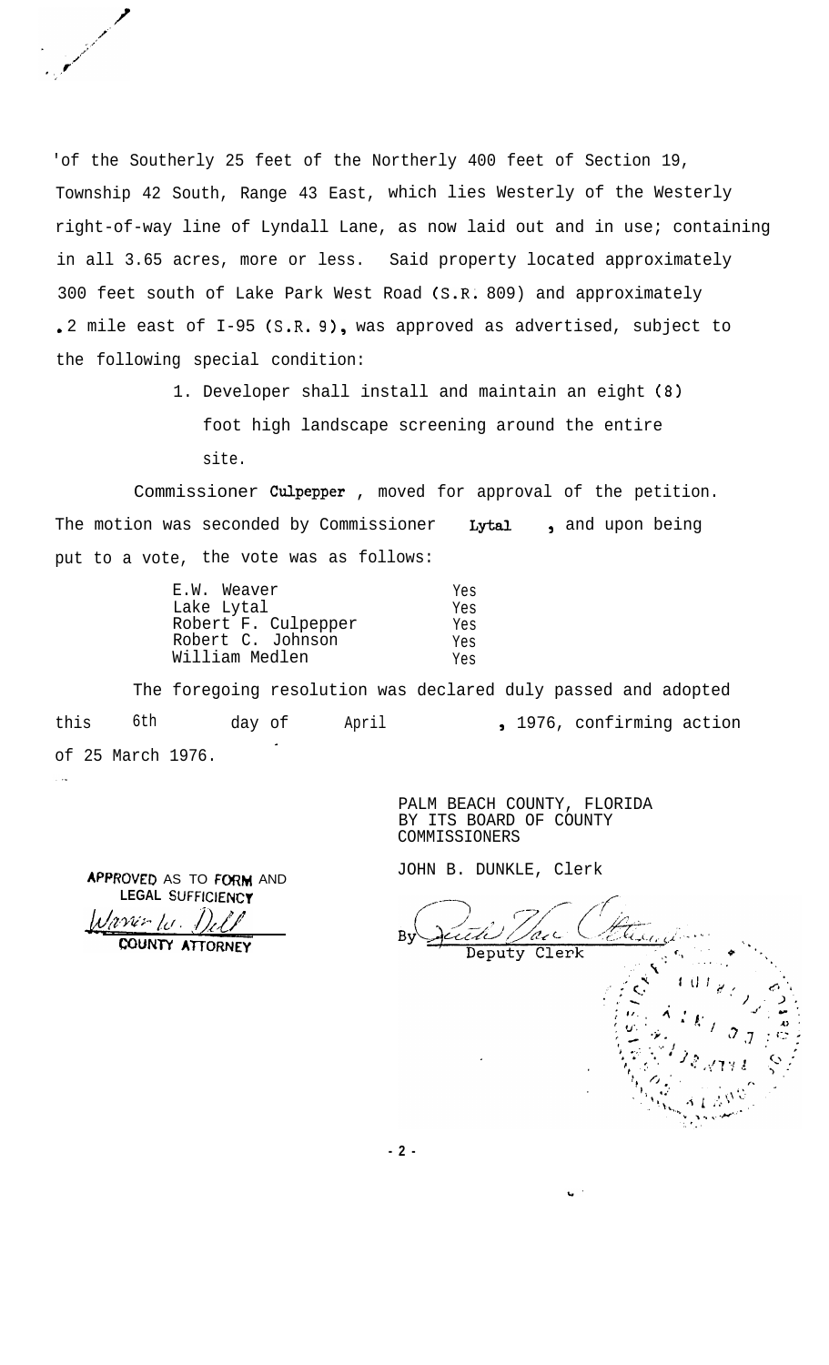'of the Southerly 25 feet of the Northerly 400 feet of Section 19, Township 42 South, Range 43 East, which lies Westerly of the Westerly right-of-way line of Lyndall Lane, as now laid out and in use; containing in all 3.65 acres, more or less. Said property located approximately 300 feet south of Lake Park West Road (S.R. 809) and approximately .2 mile east of I-95 (S.R. 9), was approved as advertised, subject to the following special condition:

1. Developer shall install and maintain an eight (8) foot high landscape screening around the entire site.

Commissioner Culpepper , moved for approval of the petition. The motion was seconded by Commissioner Lytal , and upon being put to a vote, the vote was as follows:

| | |
|---|---|
| E.W. Weaver | Yes |
| Lake Lytal | Yes |
| Robert F. Culpepper | Yes |
| Robert C. Johnson | Yes |
| William Medlen | Yes |

The foregoing resolution was declared duly passed and adopted this 6th day of April , 1976, confirming action of 25 March 1976.

PALM BEACH COUNTY, FLORIDA
BY ITS BOARD OF COUNTY
COMMISSIONERS

JOHN B. DUNKLE, Clerk

By _________________
Deputy Clerk

APPROVED AS TO FORM AND
LEGAL SUFFICIENCY

_________________
COUNTY ATTORNEY